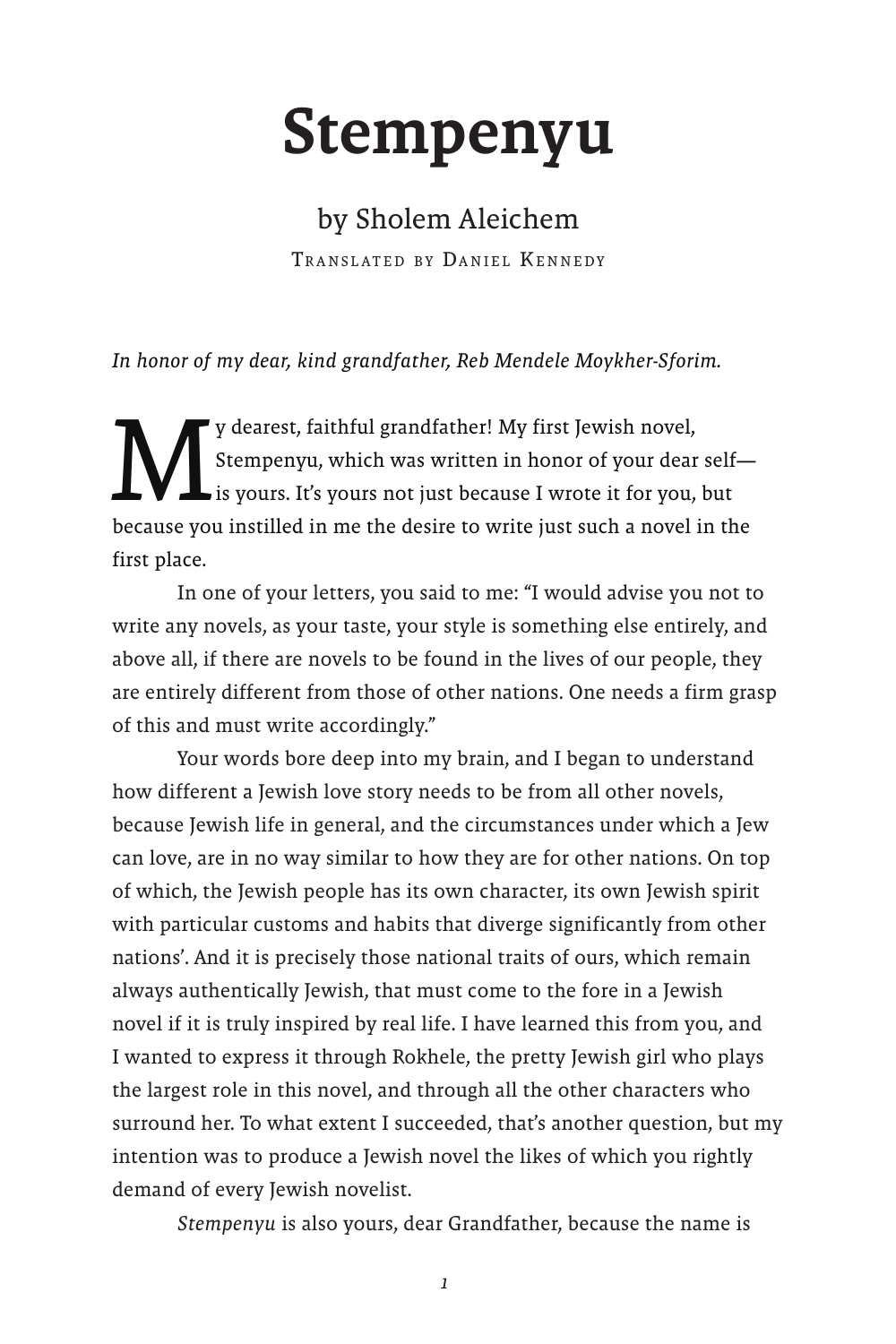# Stempenyu

## by Sholem Aleichem

Translated by Daniel Kennedy

*In honor of my dear, kind grandfather, Reb Mendele Moykher-Sforim.*

My dearest, faithful grandfather! My first Jewish novel, Stempenyu, which was written in honor of your dear self—is yours. It's yours not just because I wrote it for you, but because you instilled in me the desire to write just such a novel in the first place.

In one of your letters, you said to me: "I would advise you not to write any novels, as your taste, your style is something else entirely, and above all, if there are novels to be found in the lives of our people, they are entirely different from those of other nations. One needs a firm grasp of this and must write accordingly."

Your words bore deep into my brain, and I began to understand how different a Jewish love story needs to be from all other novels, because Jewish life in general, and the circumstances under which a Jew can love, are in no way similar to how they are for other nations. On top of which, the Jewish people has its own character, its own Jewish spirit with particular customs and habits that diverge significantly from other nations'. And it is precisely those national traits of ours, which remain always authentically Jewish, that must come to the fore in a Jewish novel if it is truly inspired by real life. I have learned this from you, and I wanted to express it through Rokhele, the pretty Jewish girl who plays the largest role in this novel, and through all the other characters who surround her. To what extent I succeeded, that's another question, but my intention was to produce a Jewish novel the likes of which you rightly demand of every Jewish novelist.

*Stempenyu* is also yours, dear Grandfather, because the name is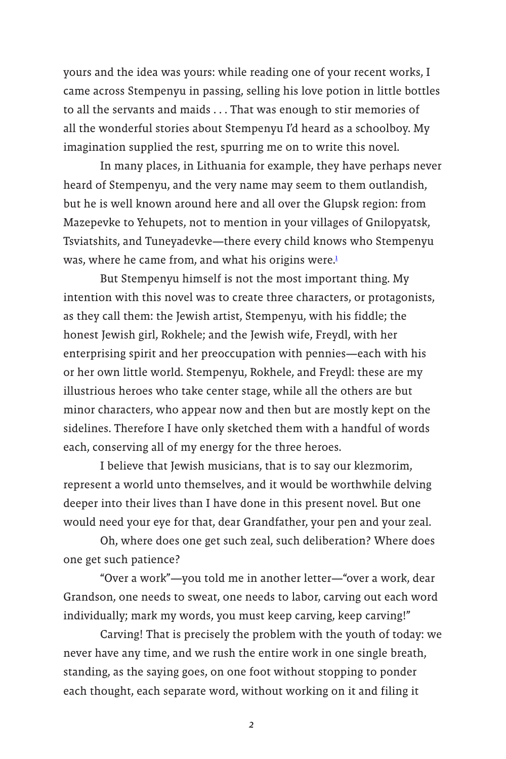yours and the idea was yours: while reading one of your recent works, I came across Stempenyu in passing, selling his love potion in little bottles to all the servants and maids . . . That was enough to stir memories of all the wonderful stories about Stempenyu I'd heard as a schoolboy. My imagination supplied the rest, spurring me on to write this novel.

In many places, in Lithuania for example, they have perhaps never heard of Stempenyu, and the very name may seem to them outlandish, but he is well known around here and all over the Glupsk region: from Mazepevke to Yehupets, not to mention in your villages of Gnilopyatsk, Tsviatshits, and Tuneyadevke—there every child knows who Stempenyu was, where he came from, and what his origins were.[1]

But Stempenyu himself is not the most important thing. My intention with this novel was to create three characters, or protagonists, as they call them: the Jewish artist, Stempenyu, with his fiddle; the honest Jewish girl, Rokhele; and the Jewish wife, Freydl, with her enterprising spirit and her preoccupation with pennies—each with his or her own little world. Stempenyu, Rokhele, and Freydl: these are my illustrious heroes who take center stage, while all the others are but minor characters, who appear now and then but are mostly kept on the sidelines. Therefore I have only sketched them with a handful of words each, conserving all of my energy for the three heroes.

I believe that Jewish musicians, that is to say our klezmorim, represent a world unto themselves, and it would be worthwhile delving deeper into their lives than I have done in this present novel. But one would need your eye for that, dear Grandfather, your pen and your zeal.

Oh, where does one get such zeal, such deliberation? Where does one get such patience?

"Over a work"—you told me in another letter—"over a work, dear Grandson, one needs to sweat, one needs to labor, carving out each word individually; mark my words, you must keep carving, keep carving!"

Carving! That is precisely the problem with the youth of today: we never have any time, and we rush the entire work in one single breath, standing, as the saying goes, on one foot without stopping to ponder each thought, each separate word, without working on it and filing it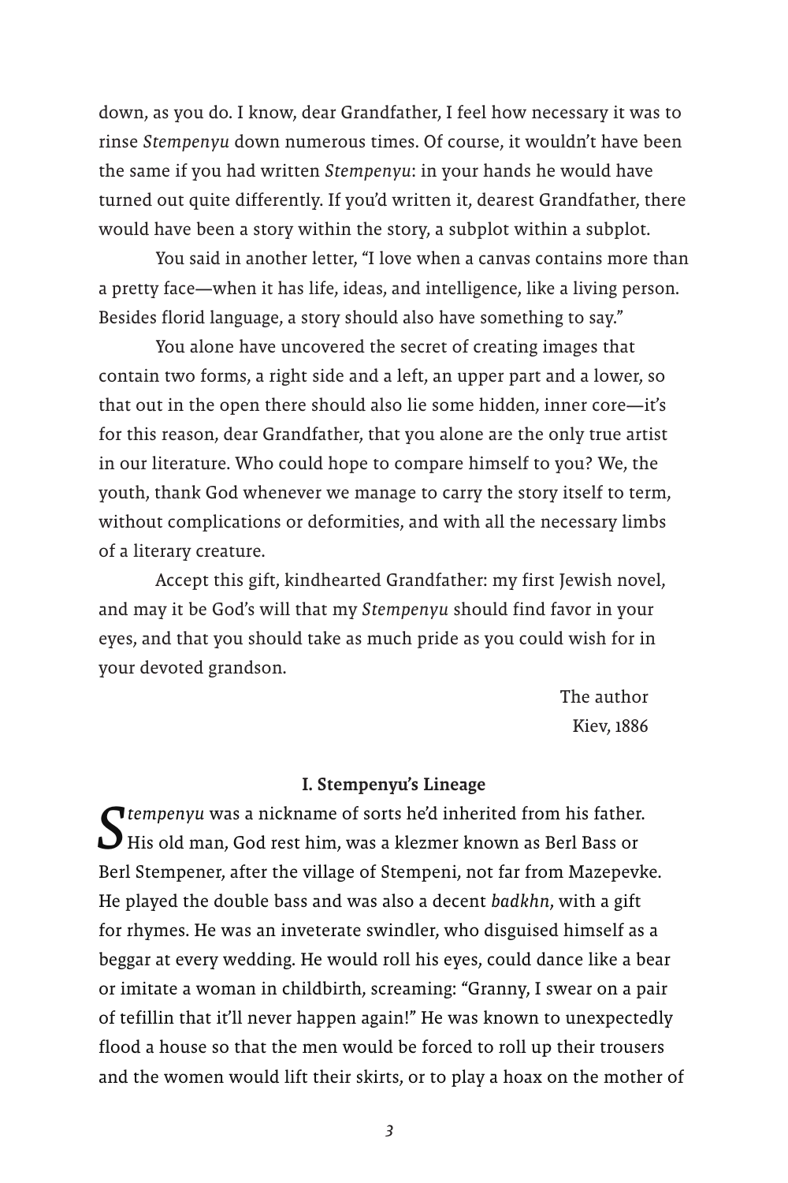down, as you do. I know, dear Grandfather, I feel how necessary it was to rinse *Stempenyu* down numerous times. Of course, it wouldn't have been the same if you had written *Stempenyu*: in your hands he would have turned out quite differently. If you'd written it, dearest Grandfather, there would have been a story within the story, a subplot within a subplot.

You said in another letter, "I love when a canvas contains more than a pretty face—when it has life, ideas, and intelligence, like a living person. Besides florid language, a story should also have something to say."

You alone have uncovered the secret of creating images that contain two forms, a right side and a left, an upper part and a lower, so that out in the open there should also lie some hidden, inner core—it's for this reason, dear Grandfather, that you alone are the only true artist in our literature. Who could hope to compare himself to you? We, the youth, thank God whenever we manage to carry the story itself to term, without complications or deformities, and with all the necessary limbs of a literary creature.

Accept this gift, kindhearted Grandfather: my first Jewish novel, and may it be God's will that my *Stempenyu* should find favor in your eyes, and that you should take as much pride as you could wish for in your devoted grandson.

The author
Kiev, 1886

## I. Stempenyu's Lineage

*Stempenyu* was a nickname of sorts he'd inherited from his father. His old man, God rest him, was a klezmer known as Berl Bass or Berl Stempener, after the village of Stempeni, not far from Mazepevke. He played the double bass and was also a decent *badkhn*, with a gift for rhymes. He was an inveterate swindler, who disguised himself as a beggar at every wedding. He would roll his eyes, could dance like a bear or imitate a woman in childbirth, screaming: "Granny, I swear on a pair of tefillin that it'll never happen again!" He was known to unexpectedly flood a house so that the men would be forced to roll up their trousers and the women would lift their skirts, or to play a hoax on the mother of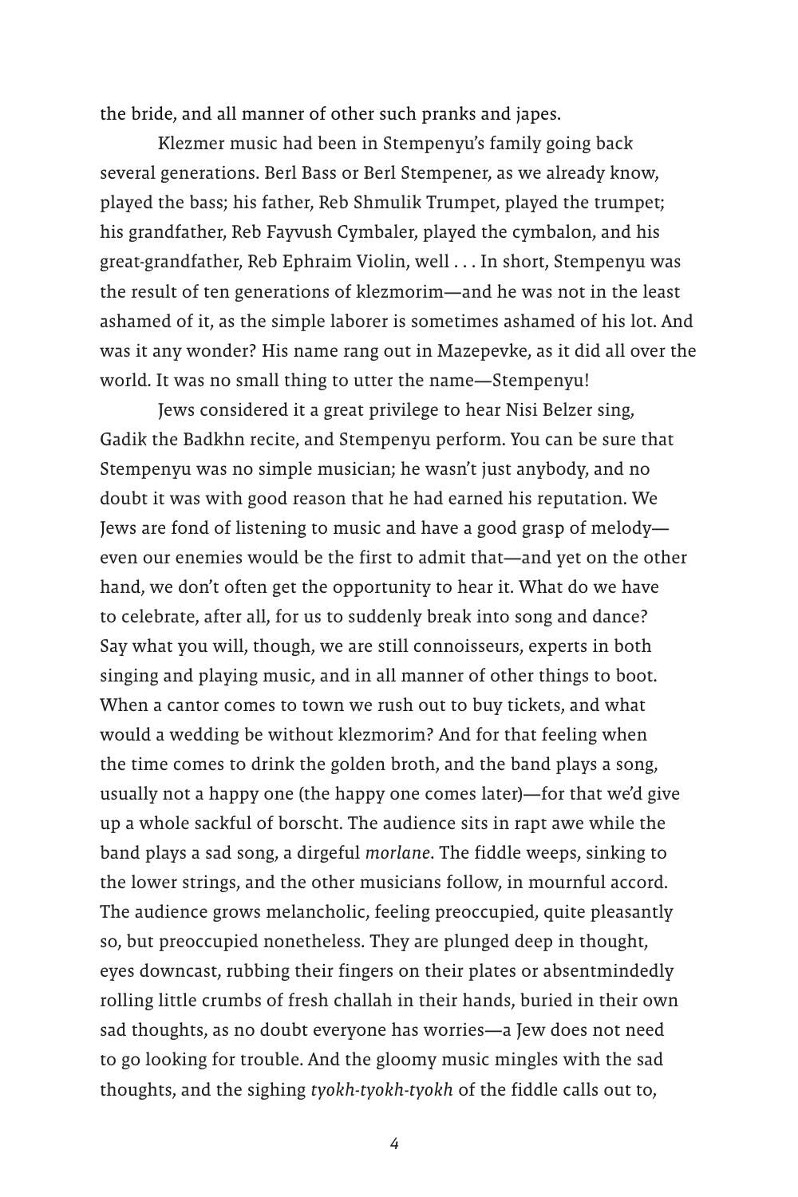the bride, and all manner of other such pranks and japes.

Klezmer music had been in Stempenyu's family going back several generations. Berl Bass or Berl Stempener, as we already know, played the bass; his father, Reb Shmulik Trumpet, played the trumpet; his grandfather, Reb Fayvush Cymbaler, played the cymbalon, and his great-grandfather, Reb Ephraim Violin, well . . . In short, Stempenyu was the result of ten generations of klezmorim—and he was not in the least ashamed of it, as the simple laborer is sometimes ashamed of his lot. And was it any wonder? His name rang out in Mazepevke, as it did all over the world. It was no small thing to utter the name—Stempenyu!

Jews considered it a great privilege to hear Nisi Belzer sing, Gadik the Badkhn recite, and Stempenyu perform. You can be sure that Stempenyu was no simple musician; he wasn't just anybody, and no doubt it was with good reason that he had earned his reputation. We Jews are fond of listening to music and have a good grasp of melody—even our enemies would be the first to admit that—and yet on the other hand, we don't often get the opportunity to hear it. What do we have to celebrate, after all, for us to suddenly break into song and dance? Say what you will, though, we are still connoisseurs, experts in both singing and playing music, and in all manner of other things to boot. When a cantor comes to town we rush out to buy tickets, and what would a wedding be without klezmorim? And for that feeling when the time comes to drink the golden broth, and the band plays a song, usually not a happy one (the happy one comes later)—for that we'd give up a whole sackful of borscht. The audience sits in rapt awe while the band plays a sad song, a dirgeful *morlane*. The fiddle weeps, sinking to the lower strings, and the other musicians follow, in mournful accord. The audience grows melancholic, feeling preoccupied, quite pleasantly so, but preoccupied nonetheless. They are plunged deep in thought, eyes downcast, rubbing their fingers on their plates or absentmindedly rolling little crumbs of fresh challah in their hands, buried in their own sad thoughts, as no doubt everyone has worries—a Jew does not need to go looking for trouble. And the gloomy music mingles with the sad thoughts, and the sighing *tyokh-tyokh-tyokh* of the fiddle calls out to,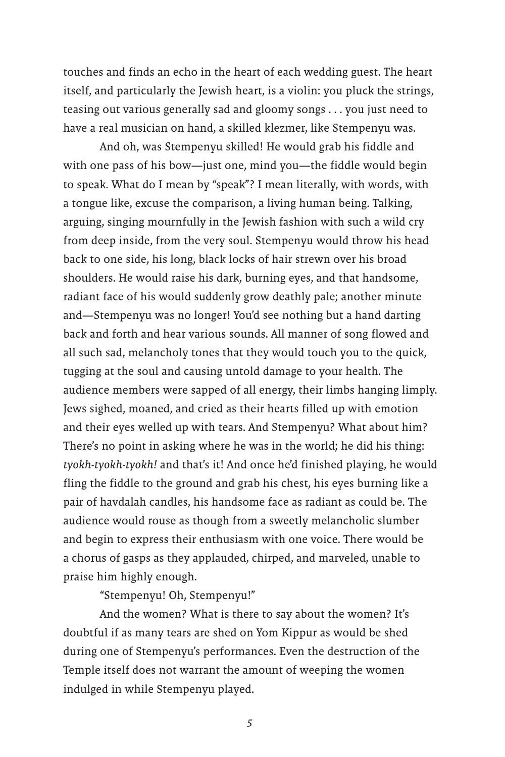touches and finds an echo in the heart of each wedding guest. The heart itself, and particularly the Jewish heart, is a violin: you pluck the strings, teasing out various generally sad and gloomy songs . . . you just need to have a real musician on hand, a skilled klezmer, like Stempenyu was.

And oh, was Stempenyu skilled! He would grab his fiddle and with one pass of his bow—just one, mind you—the fiddle would begin to speak. What do I mean by "speak"? I mean literally, with words, with a tongue like, excuse the comparison, a living human being. Talking, arguing, singing mournfully in the Jewish fashion with such a wild cry from deep inside, from the very soul. Stempenyu would throw his head back to one side, his long, black locks of hair strewn over his broad shoulders. He would raise his dark, burning eyes, and that handsome, radiant face of his would suddenly grow deathly pale; another minute and—Stempenyu was no longer! You'd see nothing but a hand darting back and forth and hear various sounds. All manner of song flowed and all such sad, melancholy tones that they would touch you to the quick, tugging at the soul and causing untold damage to your health. The audience members were sapped of all energy, their limbs hanging limply. Jews sighed, moaned, and cried as their hearts filled up with emotion and their eyes welled up with tears. And Stempenyu? What about him? There's no point in asking where he was in the world; he did his thing: *tyokh-tyokh-tyokh!* and that's it! And once he'd finished playing, he would fling the fiddle to the ground and grab his chest, his eyes burning like a pair of havdalah candles, his handsome face as radiant as could be. The audience would rouse as though from a sweetly melancholic slumber and begin to express their enthusiasm with one voice. There would be a chorus of gasps as they applauded, chirped, and marveled, unable to praise him highly enough.

"Stempenyu! Oh, Stempenyu!"

And the women? What is there to say about the women? It's doubtful if as many tears are shed on Yom Kippur as would be shed during one of Stempenyu's performances. Even the destruction of the Temple itself does not warrant the amount of weeping the women indulged in while Stempenyu played.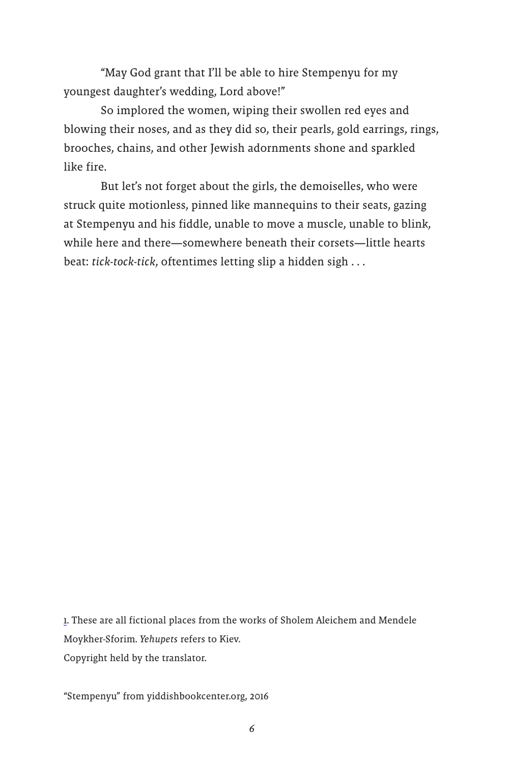“May God grant that I’ll be able to hire Stempenyu for my youngest daughter’s wedding, Lord above!”

So implored the women, wiping their swollen red eyes and blowing their noses, and as they did so, their pearls, gold earrings, rings, brooches, chains, and other Jewish adornments shone and sparkled like fire.

But let’s not forget about the girls, the demoiselles, who were struck quite motionless, pinned like mannequins to their seats, gazing at Stempenyu and his fiddle, unable to move a muscle, unable to blink, while here and there—somewhere beneath their corsets—little hearts beat: *tick-tock-tick*, oftentimes letting slip a hidden sigh . . .

1. These are all fictional places from the works of Sholem Aleichem and Mendele Moykher-Sforim. *Yehupets* refers to Kiev.

Copyright held by the translator.

“Stempenyu” from yiddishbookcenter.org, 2016